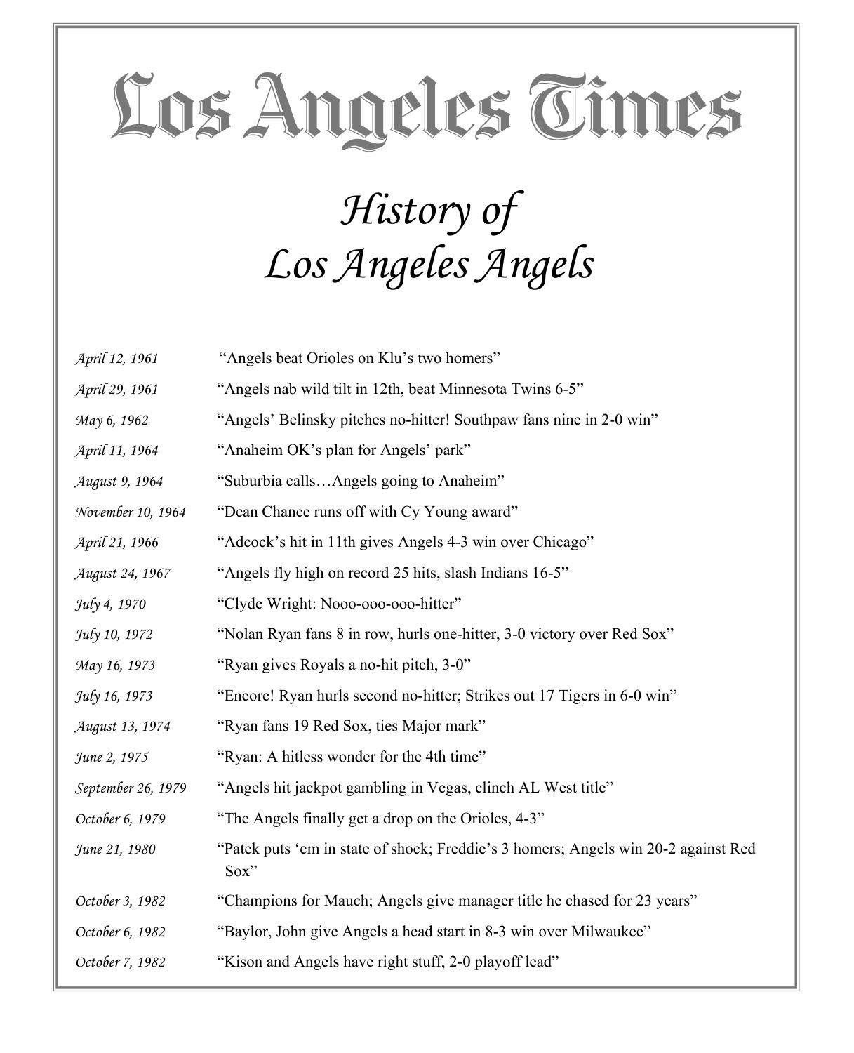# Los Angeles Times

## *History of Los Angeles Angels*

| | |
|---|---|
| *April 12, 1961* | "Angels beat Orioles on Klu's two homers" |
| *April 29, 1961* | "Angels nab wild tilt in 12th, beat Minnesota Twins 6-5" |
| *May 6, 1962* | "Angels' Belinsky pitches no-hitter! Southpaw fans nine in 2-0 win" |
| *April 11, 1964* | "Anaheim OK's plan for Angels' park" |
| *August 9, 1964* | "Suburbia calls…Angels going to Anaheim" |
| *November 10, 1964* | "Dean Chance runs off with Cy Young award" |
| *April 21, 1966* | "Adcock's hit in 11th gives Angels 4-3 win over Chicago" |
| *August 24, 1967* | "Angels fly high on record 25 hits, slash Indians 16-5" |
| *July 4, 1970* | "Clyde Wright: Nooo-ooo-ooo-hitter" |
| *July 10, 1972* | "Nolan Ryan fans 8 in row, hurls one-hitter, 3-0 victory over Red Sox" |
| *May 16, 1973* | "Ryan gives Royals a no-hit pitch, 3-0" |
| *July 16, 1973* | "Encore! Ryan hurls second no-hitter; Strikes out 17 Tigers in 6-0 win" |
| *August 13, 1974* | "Ryan fans 19 Red Sox, ties Major mark" |
| *June 2, 1975* | "Ryan: A hitless wonder for the 4th time" |
| *September 26, 1979* | "Angels hit jackpot gambling in Vegas, clinch AL West title" |
| *October 6, 1979* | "The Angels finally get a drop on the Orioles, 4-3" |
| *June 21, 1980* | "Patek puts 'em in state of shock; Freddie's 3 homers; Angels win 20-2 against Red Sox" |
| *October 3, 1982* | "Champions for Mauch; Angels give manager title he chased for 23 years" |
| *October 6, 1982* | "Baylor, John give Angels a head start in 8-3 win over Milwaukee" |
| *October 7, 1982* | "Kison and Angels have right stuff, 2-0 playoff lead" |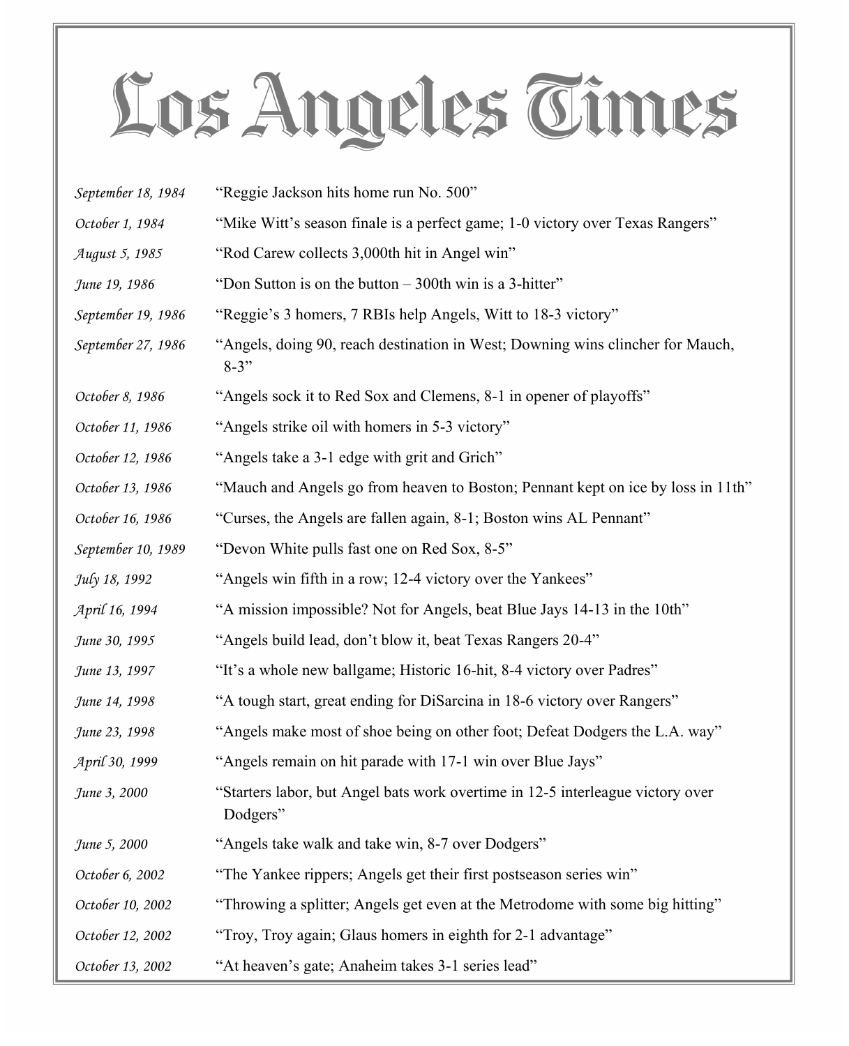# Los Angeles Times

| | |
|---|---|
| *September 18, 1984* | "Reggie Jackson hits home run No. 500" |
| *October 1, 1984* | "Mike Witt's season finale is a perfect game; 1-0 victory over Texas Rangers" |
| *August 5, 1985* | "Rod Carew collects 3,000th hit in Angel win" |
| *June 19, 1986* | "Don Sutton is on the button – 300th win is a 3-hitter" |
| *September 19, 1986* | "Reggie's 3 homers, 7 RBIs help Angels, Witt to 18-3 victory" |
| *September 27, 1986* | "Angels, doing 90, reach destination in West; Downing wins clincher for Mauch, 8-3" |
| *October 8, 1986* | "Angels sock it to Red Sox and Clemens, 8-1 in opener of playoffs" |
| *October 11, 1986* | "Angels strike oil with homers in 5-3 victory" |
| *October 12, 1986* | "Angels take a 3-1 edge with grit and Grich" |
| *October 13, 1986* | "Mauch and Angels go from heaven to Boston; Pennant kept on ice by loss in 11th" |
| *October 16, 1986* | "Curses, the Angels are fallen again, 8-1; Boston wins AL Pennant" |
| *September 10, 1989* | "Devon White pulls fast one on Red Sox, 8-5" |
| *July 18, 1992* | "Angels win fifth in a row; 12-4 victory over the Yankees" |
| *April 16, 1994* | "A mission impossible? Not for Angels, beat Blue Jays 14-13 in the 10th" |
| *June 30, 1995* | "Angels build lead, don't blow it, beat Texas Rangers 20-4" |
| *June 13, 1997* | "It's a whole new ballgame; Historic 16-hit, 8-4 victory over Padres" |
| *June 14, 1998* | "A tough start, great ending for DiSarcina in 18-6 victory over Rangers" |
| *June 23, 1998* | "Angels make most of shoe being on other foot; Defeat Dodgers the L.A. way" |
| *April 30, 1999* | "Angels remain on hit parade with 17-1 win over Blue Jays" |
| *June 3, 2000* | "Starters labor, but Angel bats work overtime in 12-5 interleague victory over Dodgers" |
| *June 5, 2000* | "Angels take walk and take win, 8-7 over Dodgers" |
| *October 6, 2002* | "The Yankee rippers; Angels get their first postseason series win" |
| *October 10, 2002* | "Throwing a splitter; Angels get even at the Metrodome with some big hitting" |
| *October 12, 2002* | "Troy, Troy again; Glaus homers in eighth for 2-1 advantage" |
| *October 13, 2002* | "At heaven's gate; Anaheim takes 3-1 series lead" |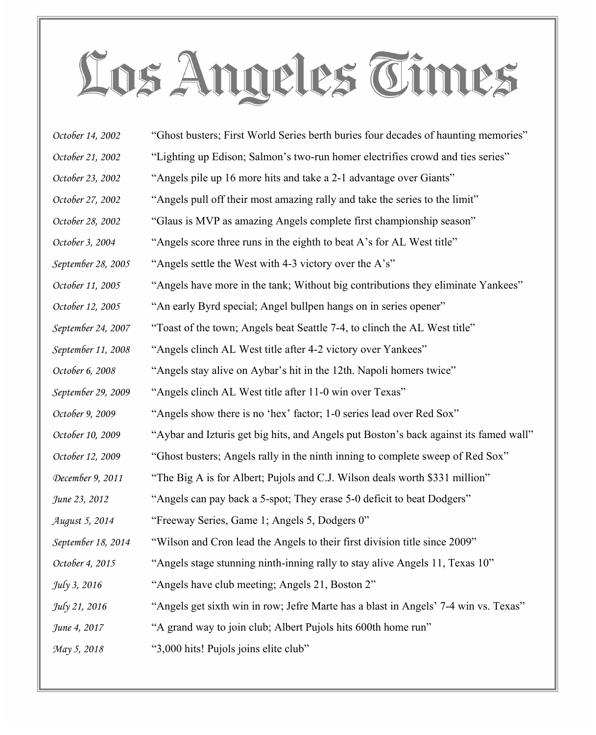# Los Angeles Times

| | |
|---|---|
| *October 14, 2002* | "Ghost busters; First World Series berth buries four decades of haunting memories" |
| *October 21, 2002* | "Lighting up Edison; Salmon's two-run homer electrifies crowd and ties series" |
| *October 23, 2002* | "Angels pile up 16 more hits and take a 2-1 advantage over Giants" |
| *October 27, 2002* | "Angels pull off their most amazing rally and take the series to the limit" |
| *October 28, 2002* | "Glaus is MVP as amazing Angels complete first championship season" |
| *October 3, 2004* | "Angels score three runs in the eighth to beat A's for AL West title" |
| *September 28, 2005* | "Angels settle the West with 4-3 victory over the A's" |
| *October 11, 2005* | "Angels have more in the tank; Without big contributions they eliminate Yankees" |
| *October 12, 2005* | "An early Byrd special; Angel bullpen hangs on in series opener" |
| *September 24, 2007* | "Toast of the town; Angels beat Seattle 7-4, to clinch the AL West title" |
| *September 11, 2008* | "Angels clinch AL West title after 4-2 victory over Yankees" |
| *October 6, 2008* | "Angels stay alive on Aybar's hit in the 12th. Napoli homers twice" |
| *September 29, 2009* | "Angels clinch AL West title after 11-0 win over Texas" |
| *October 9, 2009* | "Angels show there is no 'hex' factor; 1-0 series lead over Red Sox" |
| *October 10, 2009* | "Aybar and Izturis get big hits, and Angels put Boston's back against its famed wall" |
| *October 12, 2009* | "Ghost busters; Angels rally in the ninth inning to complete sweep of Red Sox" |
| *December 9, 2011* | "The Big A is for Albert; Pujols and C.J. Wilson deals worth $331 million" |
| *June 23, 2012* | "Angels can pay back a 5-spot; They erase 5-0 deficit to beat Dodgers" |
| *August 5, 2014* | "Freeway Series, Game 1; Angels 5, Dodgers 0" |
| *September 18, 2014* | "Wilson and Cron lead the Angels to their first division title since 2009" |
| *October 4, 2015* | "Angels stage stunning ninth-inning rally to stay alive Angels 11, Texas 10" |
| *July 3, 2016* | "Angels have club meeting; Angels 21, Boston 2" |
| *July 21, 2016* | "Angels get sixth win in row; Jefre Marte has a blast in Angels' 7-4 win vs. Texas" |
| *June 4, 2017* | "A grand way to join club; Albert Pujols hits 600th home run" |
| *May 5, 2018* | "3,000 hits! Pujols joins elite club" |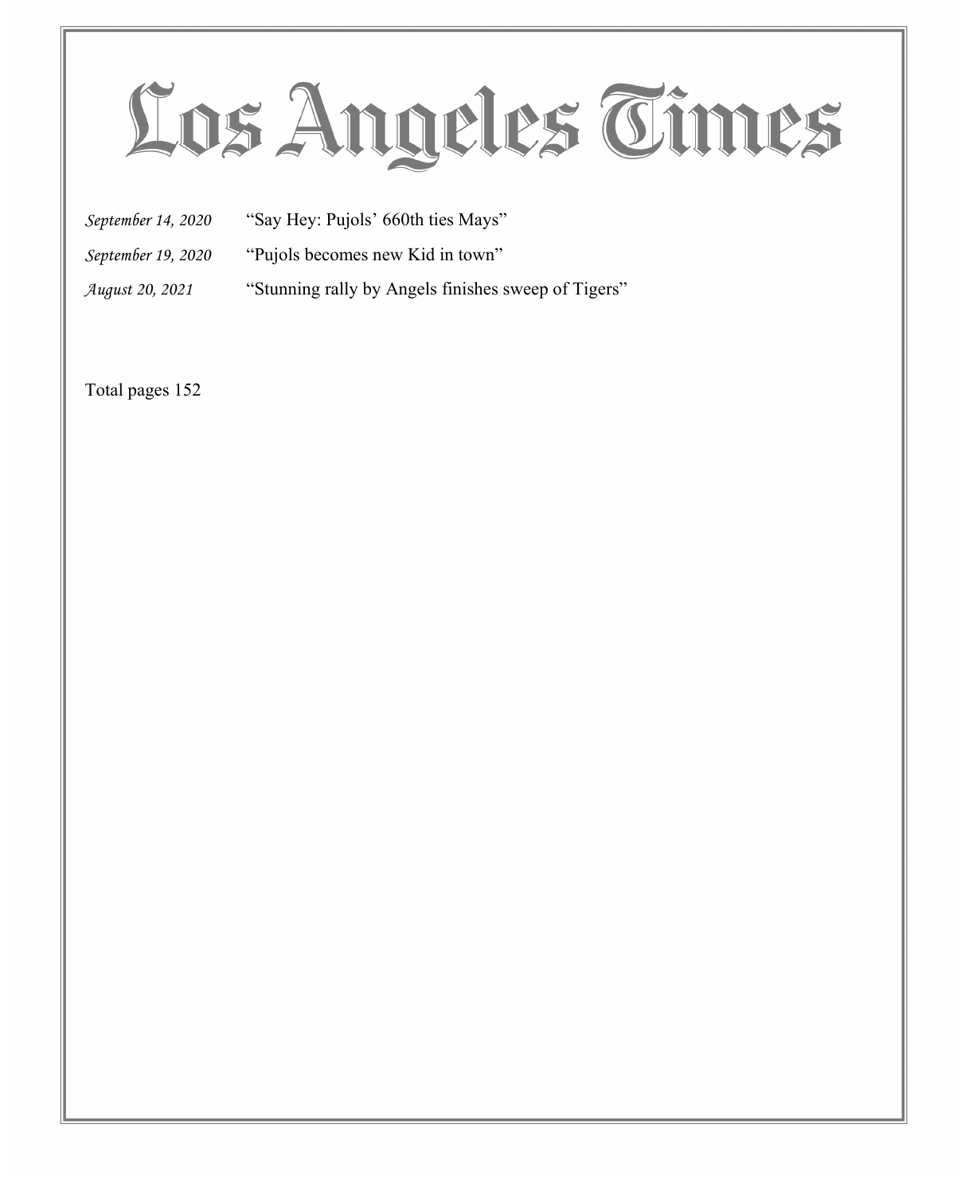# Los Angeles Times

| | |
|---|---|
| *September 14, 2020* | "Say Hey: Pujols' 660th ties Mays" |
| *September 19, 2020* | "Pujols becomes new Kid in town" |
| *August 20, 2021* | "Stunning rally by Angels finishes sweep of Tigers" |

Total pages 152